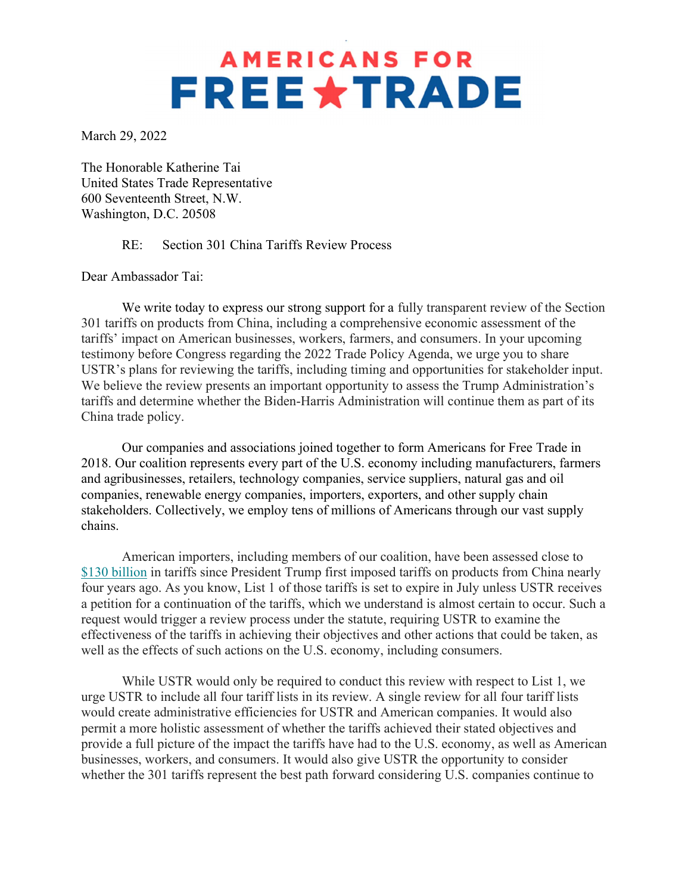# AMERICANS FOR FREE ★ TRADE

March 29, 2022

The Honorable Katherine Tai
United States Trade Representative
600 Seventeenth Street, N.W.
Washington, D.C. 20508

RE: Section 301 China Tariffs Review Process

Dear Ambassador Tai:

We write today to express our strong support for a fully transparent review of the Section 301 tariffs on products from China, including a comprehensive economic assessment of the tariffs' impact on American businesses, workers, farmers, and consumers. In your upcoming testimony before Congress regarding the 2022 Trade Policy Agenda, we urge you to share USTR's plans for reviewing the tariffs, including timing and opportunities for stakeholder input. We believe the review presents an important opportunity to assess the Trump Administration's tariffs and determine whether the Biden-Harris Administration will continue them as part of its China trade policy.

Our companies and associations joined together to form Americans for Free Trade in 2018. Our coalition represents every part of the U.S. economy including manufacturers, farmers and agribusinesses, retailers, technology companies, service suppliers, natural gas and oil companies, renewable energy companies, importers, exporters, and other supply chain stakeholders. Collectively, we employ tens of millions of Americans through our vast supply chains.

American importers, including members of our coalition, have been assessed close to [$130 billion] in tariffs since President Trump first imposed tariffs on products from China nearly four years ago. As you know, List 1 of those tariffs is set to expire in July unless USTR receives a petition for a continuation of the tariffs, which we understand is almost certain to occur. Such a request would trigger a review process under the statute, requiring USTR to examine the effectiveness of the tariffs in achieving their objectives and other actions that could be taken, as well as the effects of such actions on the U.S. economy, including consumers.

While USTR would only be required to conduct this review with respect to List 1, we urge USTR to include all four tariff lists in its review. A single review for all four tariff lists would create administrative efficiencies for USTR and American companies. It would also permit a more holistic assessment of whether the tariffs achieved their stated objectives and provide a full picture of the impact the tariffs have had to the U.S. economy, as well as American businesses, workers, and consumers. It would also give USTR the opportunity to consider whether the 301 tariffs represent the best path forward considering U.S. companies continue to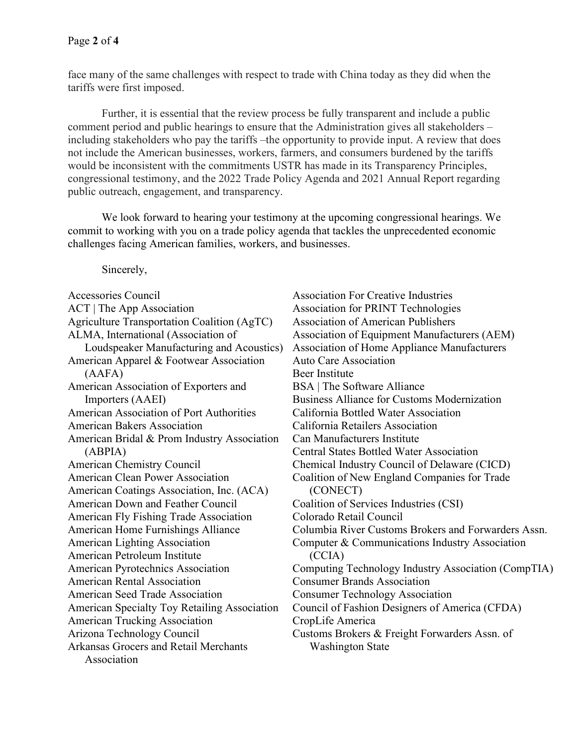face many of the same challenges with respect to trade with China today as they did when the tariffs were first imposed.

Further, it is essential that the review process be fully transparent and include a public comment period and public hearings to ensure that the Administration gives all stakeholders – including stakeholders who pay the tariffs –the opportunity to provide input. A review that does not include the American businesses, workers, farmers, and consumers burdened by the tariffs would be inconsistent with the commitments USTR has made in its Transparency Principles, congressional testimony, and the 2022 Trade Policy Agenda and 2021 Annual Report regarding public outreach, engagement, and transparency.

We look forward to hearing your testimony at the upcoming congressional hearings. We commit to working with you on a trade policy agenda that tackles the unprecedented economic challenges facing American families, workers, and businesses.

Sincerely,

Accessories Council
ACT | The App Association
Agriculture Transportation Coalition (AgTC)
ALMA, International (Association of Loudspeaker Manufacturing and Acoustics)
American Apparel & Footwear Association (AAFA)
American Association of Exporters and Importers (AAEI)
American Association of Port Authorities
American Bakers Association
American Bridal & Prom Industry Association (ABPIA)
American Chemistry Council
American Clean Power Association
American Coatings Association, Inc. (ACA)
American Down and Feather Council
American Fly Fishing Trade Association
American Home Furnishings Alliance
American Lighting Association
American Petroleum Institute
American Pyrotechnics Association
American Rental Association
American Seed Trade Association
American Specialty Toy Retailing Association
American Trucking Association
Arizona Technology Council
Arkansas Grocers and Retail Merchants Association
Association For Creative Industries
Association for PRINT Technologies
Association of American Publishers
Association of Equipment Manufacturers (AEM)
Association of Home Appliance Manufacturers
Auto Care Association
Beer Institute
BSA | The Software Alliance
Business Alliance for Customs Modernization
California Bottled Water Association
California Retailers Association
Can Manufacturers Institute
Central States Bottled Water Association
Chemical Industry Council of Delaware (CICD)
Coalition of New England Companies for Trade (CONECT)
Coalition of Services Industries (CSI)
Colorado Retail Council
Columbia River Customs Brokers and Forwarders Assn.
Computer & Communications Industry Association (CCIA)
Computing Technology Industry Association (CompTIA)
Consumer Brands Association
Consumer Technology Association
Council of Fashion Designers of America (CFDA)
CropLife America
Customs Brokers & Freight Forwarders Assn. of Washington State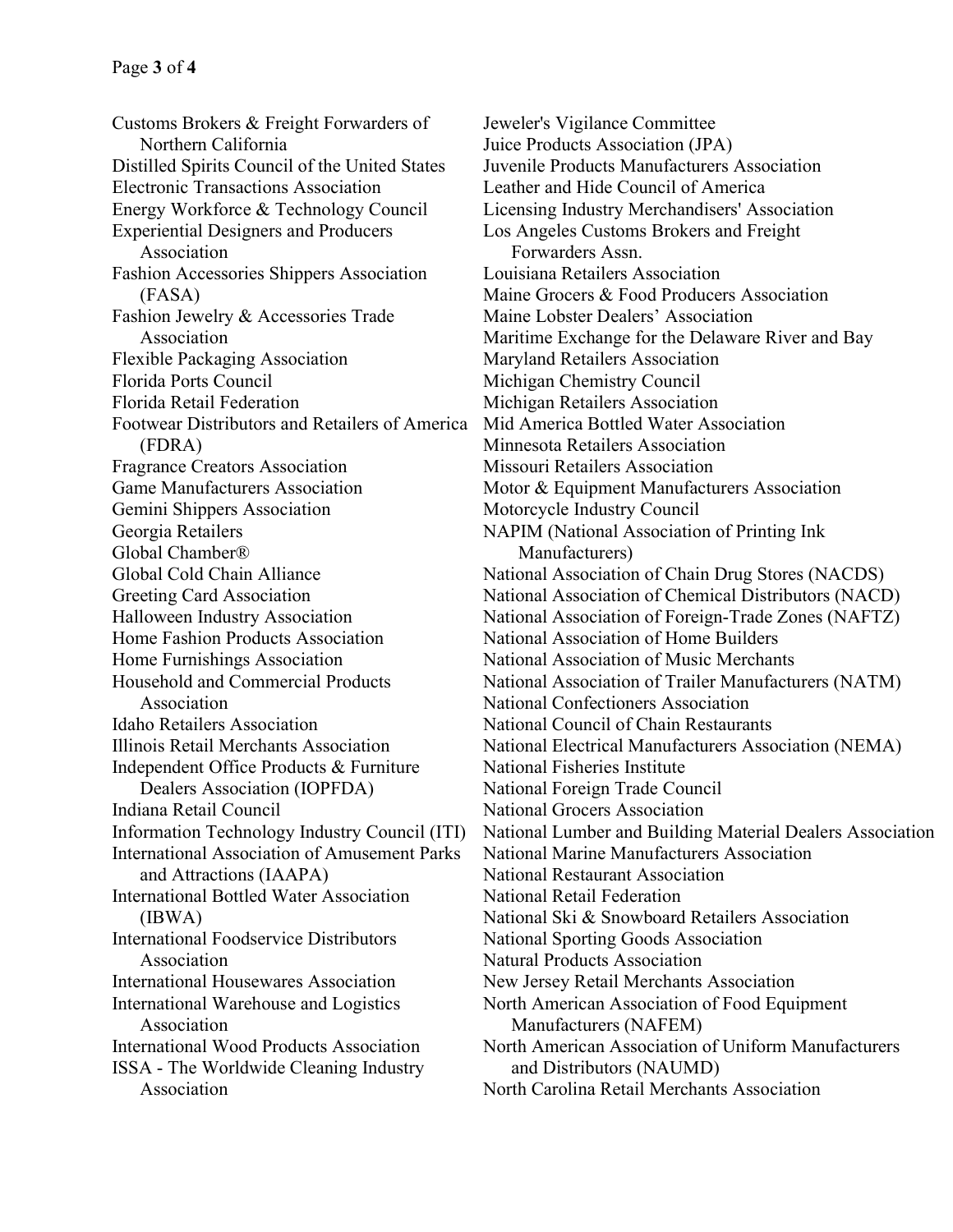Customs Brokers & Freight Forwarders of Northern California
Distilled Spirits Council of the United States
Electronic Transactions Association
Energy Workforce & Technology Council
Experiential Designers and Producers Association
Fashion Accessories Shippers Association (FASA)
Fashion Jewelry & Accessories Trade Association
Flexible Packaging Association
Florida Ports Council
Florida Retail Federation
Footwear Distributors and Retailers of America (FDRA)
Fragrance Creators Association
Game Manufacturers Association
Gemini Shippers Association
Georgia Retailers
Global Chamber®
Global Cold Chain Alliance
Greeting Card Association
Halloween Industry Association
Home Fashion Products Association
Home Furnishings Association
Household and Commercial Products Association
Idaho Retailers Association
Illinois Retail Merchants Association
Independent Office Products & Furniture Dealers Association (IOPFDA)
Indiana Retail Council
Information Technology Industry Council (ITI)
International Association of Amusement Parks and Attractions (IAAPA)
International Bottled Water Association (IBWA)
International Foodservice Distributors Association
International Housewares Association
International Warehouse and Logistics Association
International Wood Products Association
ISSA - The Worldwide Cleaning Industry Association
Jeweler's Vigilance Committee
Juice Products Association (JPA)
Juvenile Products Manufacturers Association
Leather and Hide Council of America
Licensing Industry Merchandisers' Association
Los Angeles Customs Brokers and Freight Forwarders Assn.
Louisiana Retailers Association
Maine Grocers & Food Producers Association
Maine Lobster Dealers' Association
Maritime Exchange for the Delaware River and Bay
Maryland Retailers Association
Michigan Chemistry Council
Michigan Retailers Association
Mid America Bottled Water Association
Minnesota Retailers Association
Missouri Retailers Association
Motor & Equipment Manufacturers Association
Motorcycle Industry Council
NAPIM (National Association of Printing Ink Manufacturers)
National Association of Chain Drug Stores (NACDS)
National Association of Chemical Distributors (NACD)
National Association of Foreign-Trade Zones (NAFTZ)
National Association of Home Builders
National Association of Music Merchants
National Association of Trailer Manufacturers (NATM)
National Confectioners Association
National Council of Chain Restaurants
National Electrical Manufacturers Association (NEMA)
National Fisheries Institute
National Foreign Trade Council
National Grocers Association
National Lumber and Building Material Dealers Association
National Marine Manufacturers Association
National Restaurant Association
National Retail Federation
National Ski & Snowboard Retailers Association
National Sporting Goods Association
Natural Products Association
New Jersey Retail Merchants Association
North American Association of Food Equipment Manufacturers (NAFEM)
North American Association of Uniform Manufacturers and Distributors (NAUMD)
North Carolina Retail Merchants Association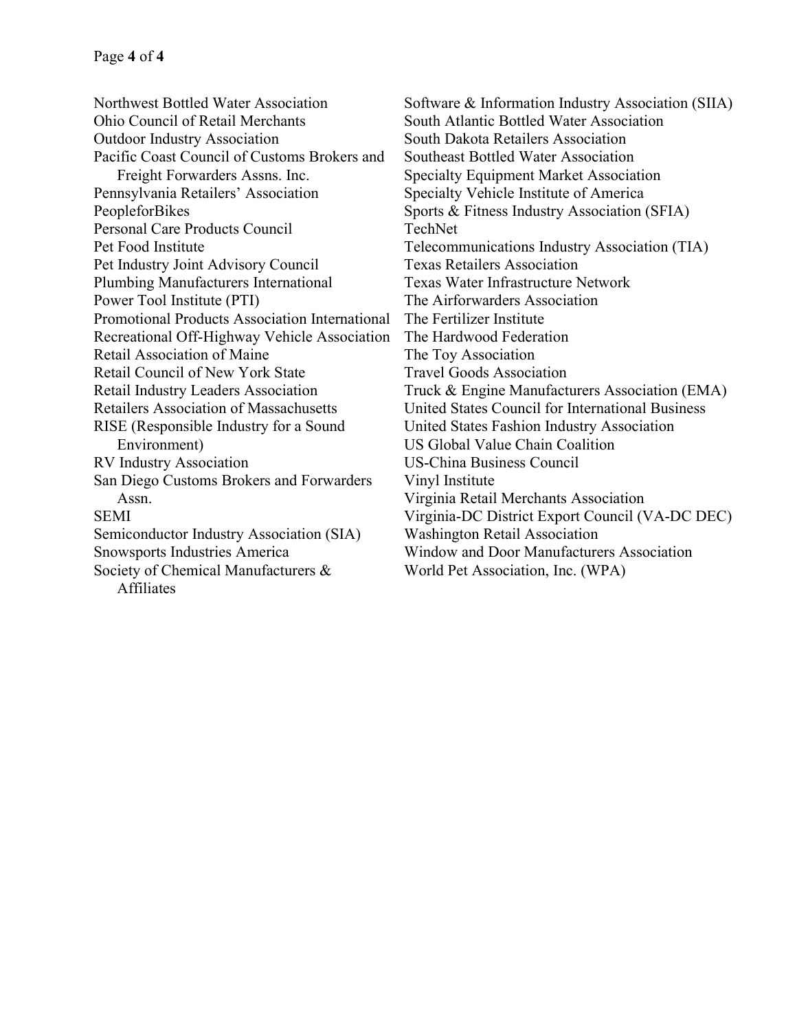Northwest Bottled Water Association
Ohio Council of Retail Merchants
Outdoor Industry Association
Pacific Coast Council of Customs Brokers and Freight Forwarders Assns. Inc.
Pennsylvania Retailers' Association
PeopleforBikes
Personal Care Products Council
Pet Food Institute
Pet Industry Joint Advisory Council
Plumbing Manufacturers International
Power Tool Institute (PTI)
Promotional Products Association International
Recreational Off-Highway Vehicle Association
Retail Association of Maine
Retail Council of New York State
Retail Industry Leaders Association
Retailers Association of Massachusetts
RISE (Responsible Industry for a Sound Environment)
RV Industry Association
San Diego Customs Brokers and Forwarders Assn.
SEMI
Semiconductor Industry Association (SIA)
Snowsports Industries America
Society of Chemical Manufacturers & Affiliates
Software & Information Industry Association (SIIA)
South Atlantic Bottled Water Association
South Dakota Retailers Association
Southeast Bottled Water Association
Specialty Equipment Market Association
Specialty Vehicle Institute of America
Sports & Fitness Industry Association (SFIA)
TechNet
Telecommunications Industry Association (TIA)
Texas Retailers Association
Texas Water Infrastructure Network
The Airforwarders Association
The Fertilizer Institute
The Hardwood Federation
The Toy Association
Travel Goods Association
Truck & Engine Manufacturers Association (EMA)
United States Council for International Business
United States Fashion Industry Association
US Global Value Chain Coalition
US-China Business Council
Vinyl Institute
Virginia Retail Merchants Association
Virginia-DC District Export Council (VA-DC DEC)
Washington Retail Association
Window and Door Manufacturers Association
World Pet Association, Inc. (WPA)